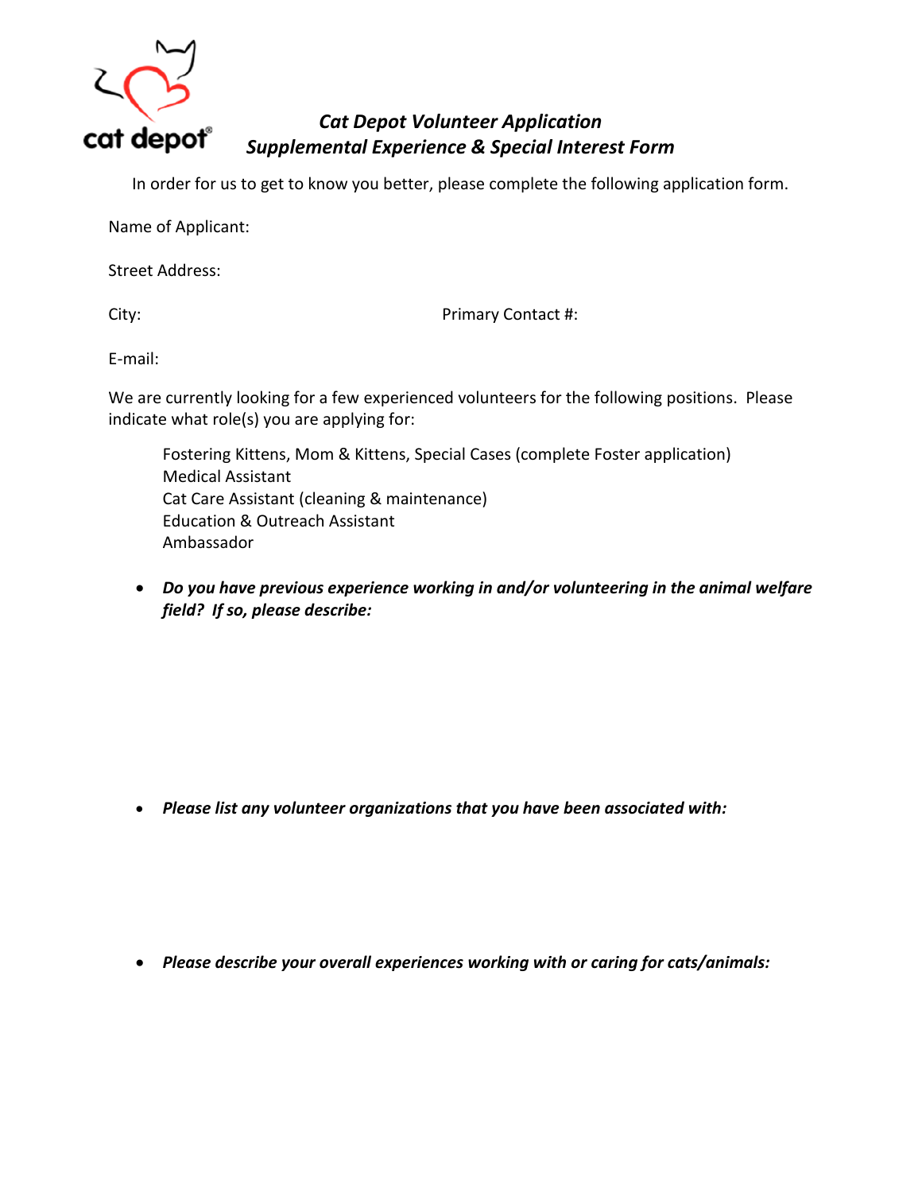cat depot®

## *Cat Depot Volunteer Application*
## *Supplemental Experience & Special Interest Form*

In order for us to get to know you better, please complete the following application form.

Name of Applicant:

Street Address:

City: Primary Contact #:

E-mail:

We are currently looking for a few experienced volunteers for the following positions. Please indicate what role(s) you are applying for:

Fostering Kittens, Mom & Kittens, Special Cases (complete Foster application)
Medical Assistant
Cat Care Assistant (cleaning & maintenance)
Education & Outreach Assistant
Ambassador

- ***Do you have previous experience working in and/or volunteering in the animal welfare field? If so, please describe:***

- ***Please list any volunteer organizations that you have been associated with:***

- ***Please describe your overall experiences working with or caring for cats/animals:***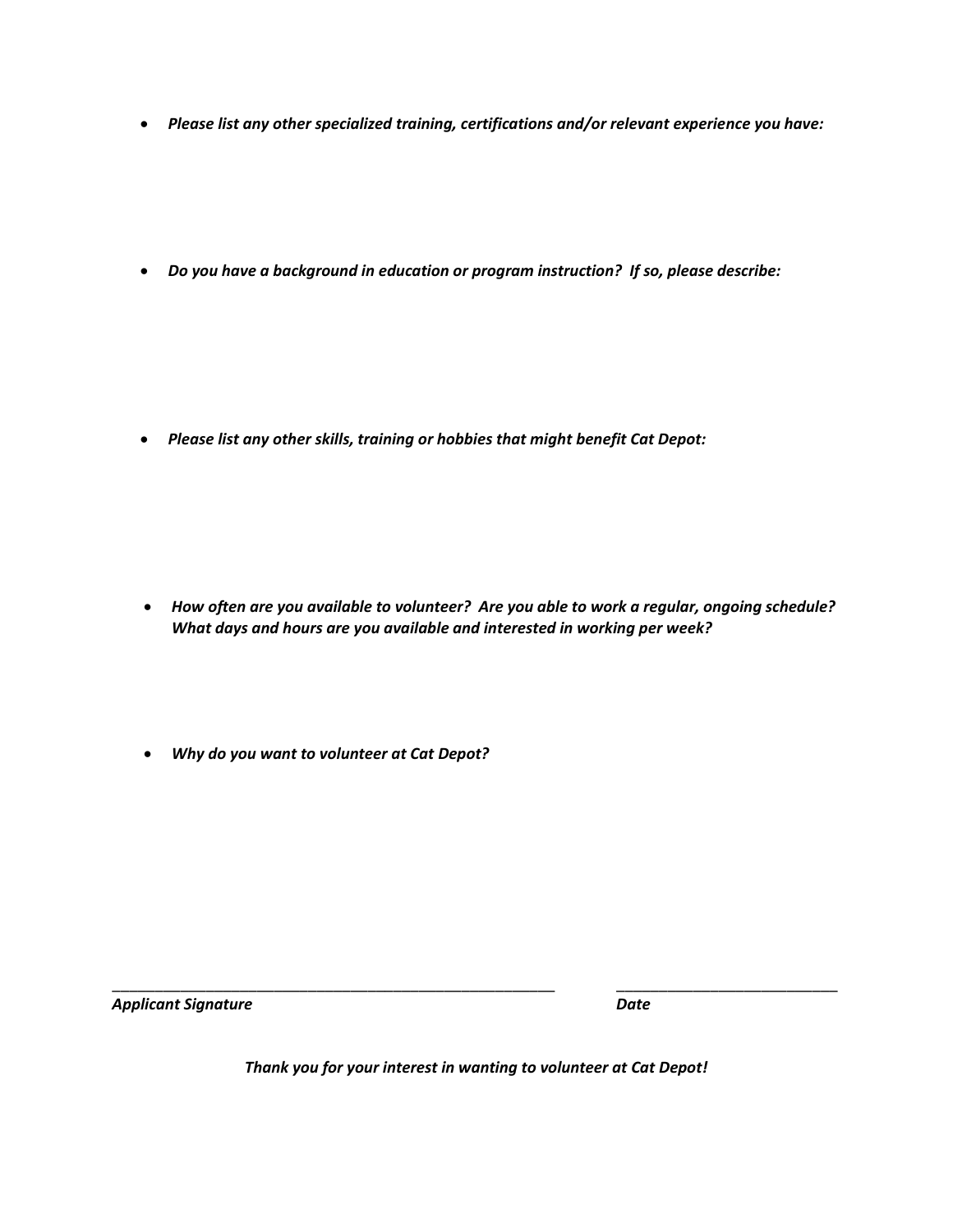- ***Please list any other specialized training, certifications and/or relevant experience you have:***

- ***Do you have a background in education or program instruction? If so, please describe:***

- ***Please list any other skills, training or hobbies that might benefit Cat Depot:***

- ***How often are you available to volunteer? Are you able to work a regular, ongoing schedule? What days and hours are you available and interested in working per week?***

- ***Why do you want to volunteer at Cat Depot?***

_______________________________________________________ _____________________________

***Applicant Signature*** ***Date***

***Thank you for your interest in wanting to volunteer at Cat Depot!***